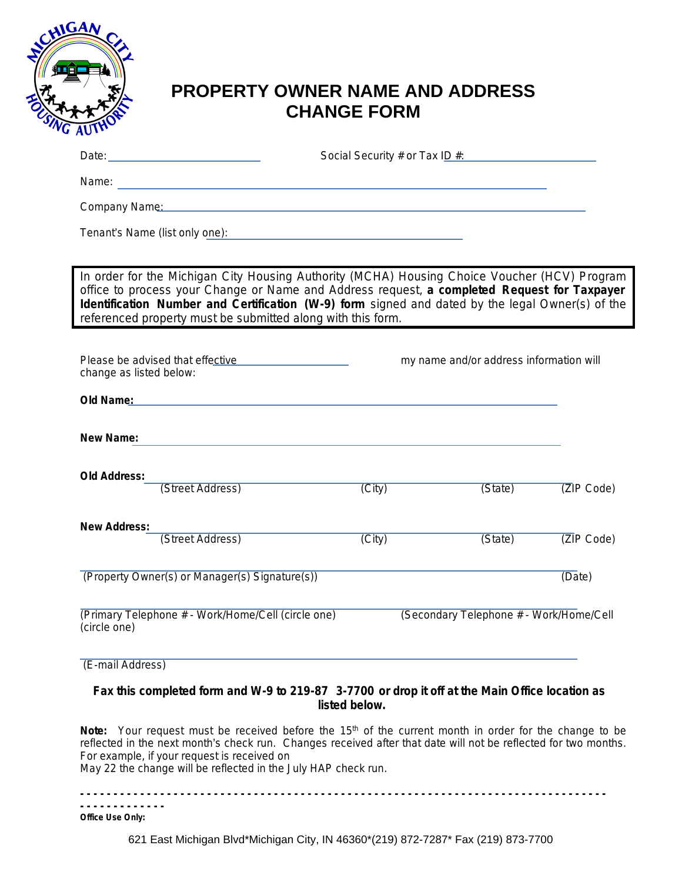# PROPERTY OWNER NAME AND ADDRESS CHANGE FORM

Date: ________________________ Social Security # or Tax ID #: ________________________

Name: ____________________________________________________________

Company Name: ____________________________________________________________

Tenant's Name (list only one): ________________________________________

In order for the Michigan City Housing Authority (MCHA) Housing Choice Voucher (HCV) Program office to process your Change or Name and Address request, **a completed Request for Taxpayer Identification Number and Certification (W-9) form** signed and dated by the legal Owner(s) of the referenced property must be submitted along with this form.

Please be advised that effective ____________________ my name and/or address information will change as listed below:

**Old Name:** ____________________________________________________________

**New Name:** ____________________________________________________________

**Old Address:** ____________________________________________________________
(Street Address) (City) (State) (ZIP Code)

**New Address:** ____________________________________________________________
(Street Address) (City) (State) (ZIP Code)

____________________________________________________________
(Property Owner(s) or Manager(s) Signature(s)) (Date)

____________________________________________________________
(Primary Telephone # - Work/Home/Cell (circle one) (Secondary Telephone # - Work/Home/Cell (circle one)

____________________________________________________________
(E-mail Address)

**Fax this completed form and W-9 to 219-87 3-7700 or drop it off at the Main Office location as listed below.**

**Note:** Your request must be received before the 15th of the current month in order for the change to be reflected in the next month's check run. Changes received after that date will not be reflected for two months. For example, if your request is received on May 22 the change will be reflected in the July HAP check run.

- - - - - - - - - - - - - - - - - - - - - - - - - - - - - - - - - - - - - - - - - - - - - - - - - - - - - - - - - - - - - - - - - - - - - - - - - - - - - - - - - - - - - - - - - - - - - - - - - - - - -

**Office Use Only:**

621 East Michigan Blvd*Michigan City, IN 46360*(219) 872-7287* Fax (219) 873-7700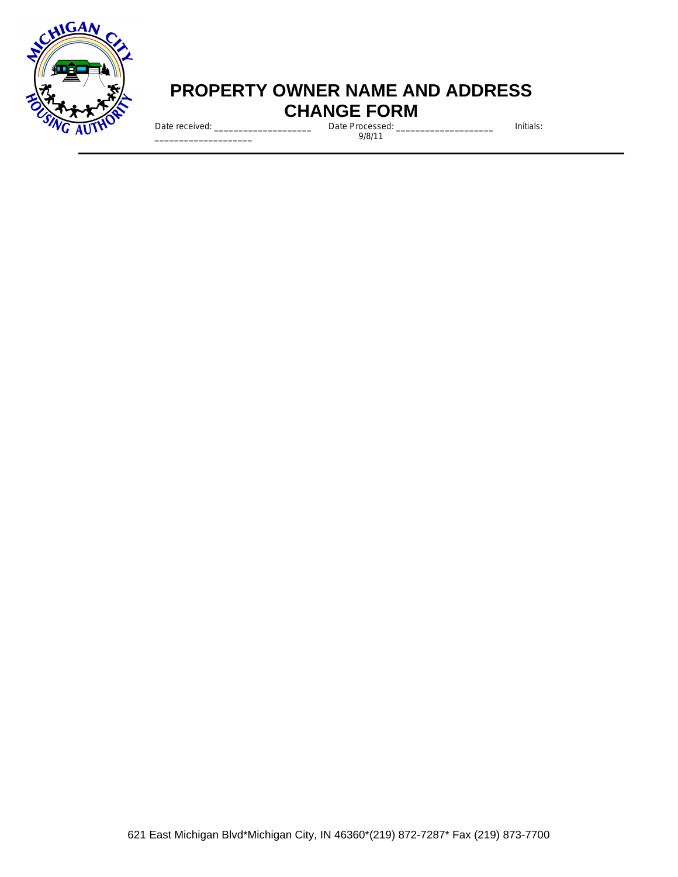# PROPERTY OWNER NAME AND ADDRESS CHANGE FORM

Date received: ____________________ Date Processed: ____________________ Initials: ____________________

9/8/11

621 East Michigan Blvd*Michigan City, IN 46360*(219) 872-7287* Fax (219) 873-7700